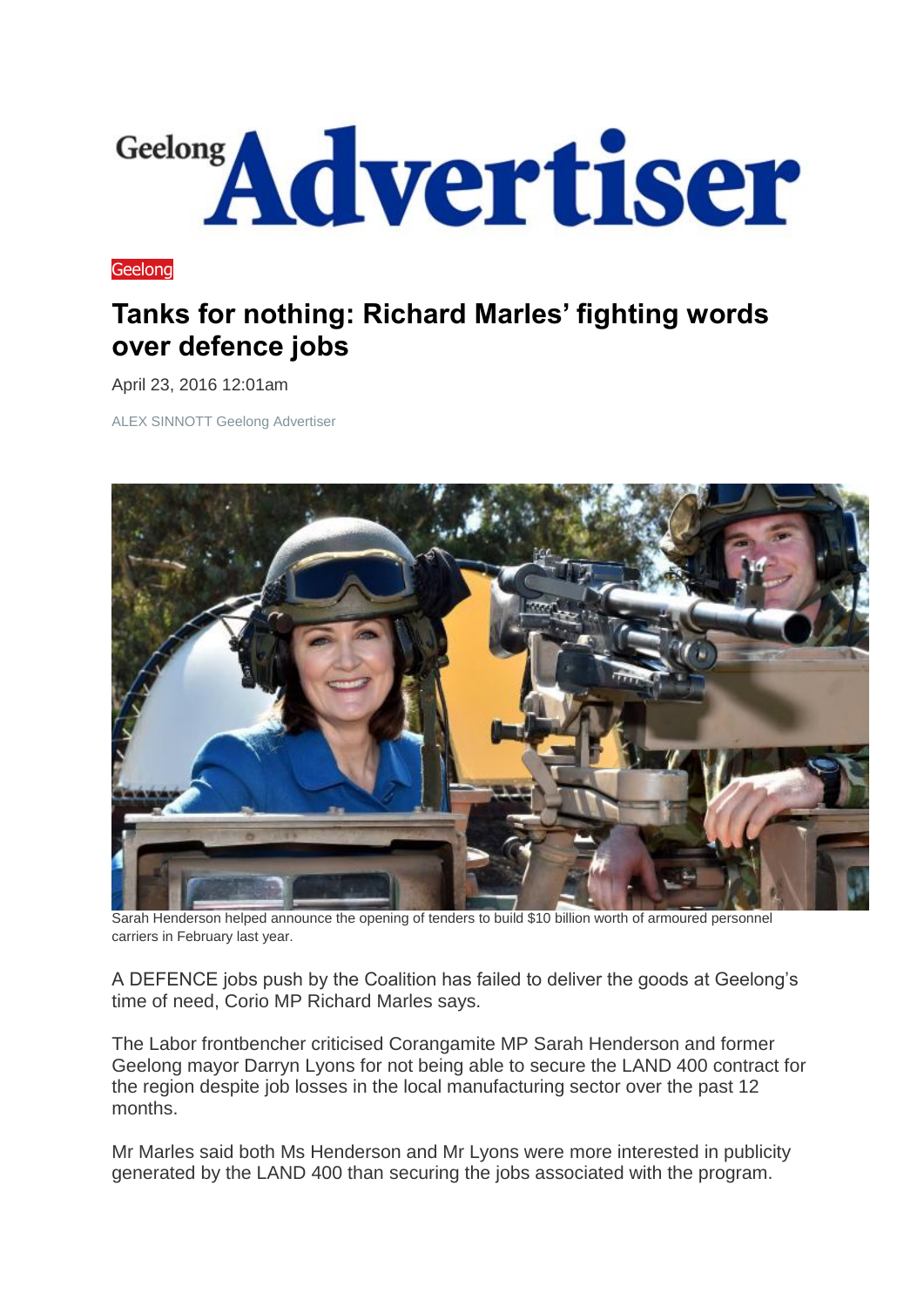Geelong Advertiser

Geelong

# Tanks for nothing: Richard Marles' fighting words over defence jobs

April 23, 2016 12:01am

ALEX SINNOTT Geelong Advertiser

Sarah Henderson helped announce the opening of tenders to build $10 billion worth of armoured personnel carriers in February last year.

A DEFENCE jobs push by the Coalition has failed to deliver the goods at Geelong's time of need, Corio MP Richard Marles says.

The Labor frontbencher criticised Corangamite MP Sarah Henderson and former Geelong mayor Darryn Lyons for not being able to secure the LAND 400 contract for the region despite job losses in the local manufacturing sector over the past 12 months.

Mr Marles said both Ms Henderson and Mr Lyons were more interested in publicity generated by the LAND 400 than securing the jobs associated with the program.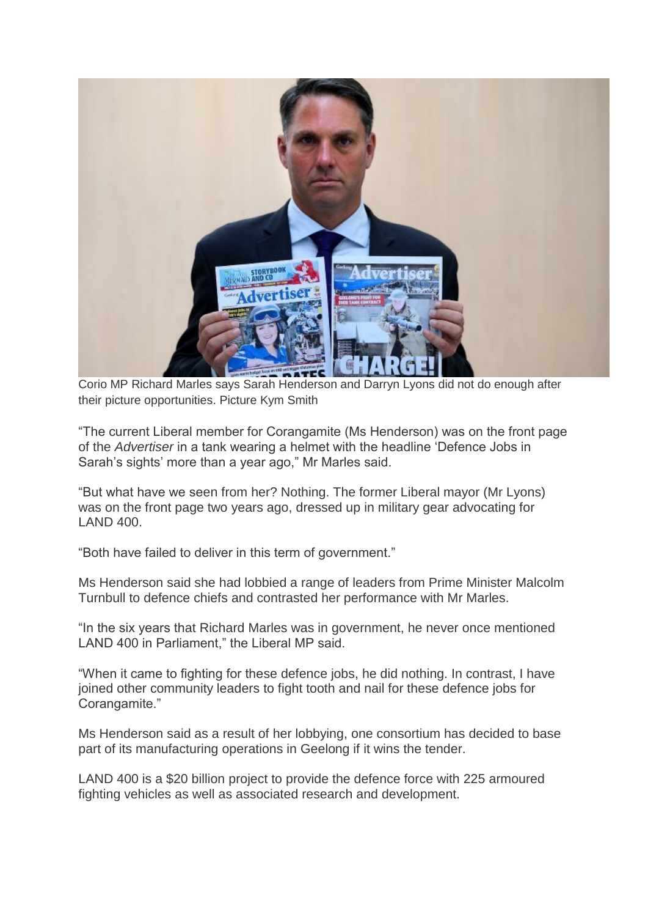Corio MP Richard Marles says Sarah Henderson and Darryn Lyons did not do enough after their picture opportunities. Picture Kym Smith

"The current Liberal member for Corangamite (Ms Henderson) was on the front page of the *Advertiser* in a tank wearing a helmet with the headline 'Defence Jobs in Sarah's sights' more than a year ago," Mr Marles said.

"But what have we seen from her? Nothing. The former Liberal mayor (Mr Lyons) was on the front page two years ago, dressed up in military gear advocating for LAND 400.

"Both have failed to deliver in this term of government."

Ms Henderson said she had lobbied a range of leaders from Prime Minister Malcolm Turnbull to defence chiefs and contrasted her performance with Mr Marles.

"In the six years that Richard Marles was in government, he never once mentioned LAND 400 in Parliament," the Liberal MP said.

"When it came to fighting for these defence jobs, he did nothing. In contrast, I have joined other community leaders to fight tooth and nail for these defence jobs for Corangamite."

Ms Henderson said as a result of her lobbying, one consortium has decided to base part of its manufacturing operations in Geelong if it wins the tender.

LAND 400 is a $20 billion project to provide the defence force with 225 armoured fighting vehicles as well as associated research and development.